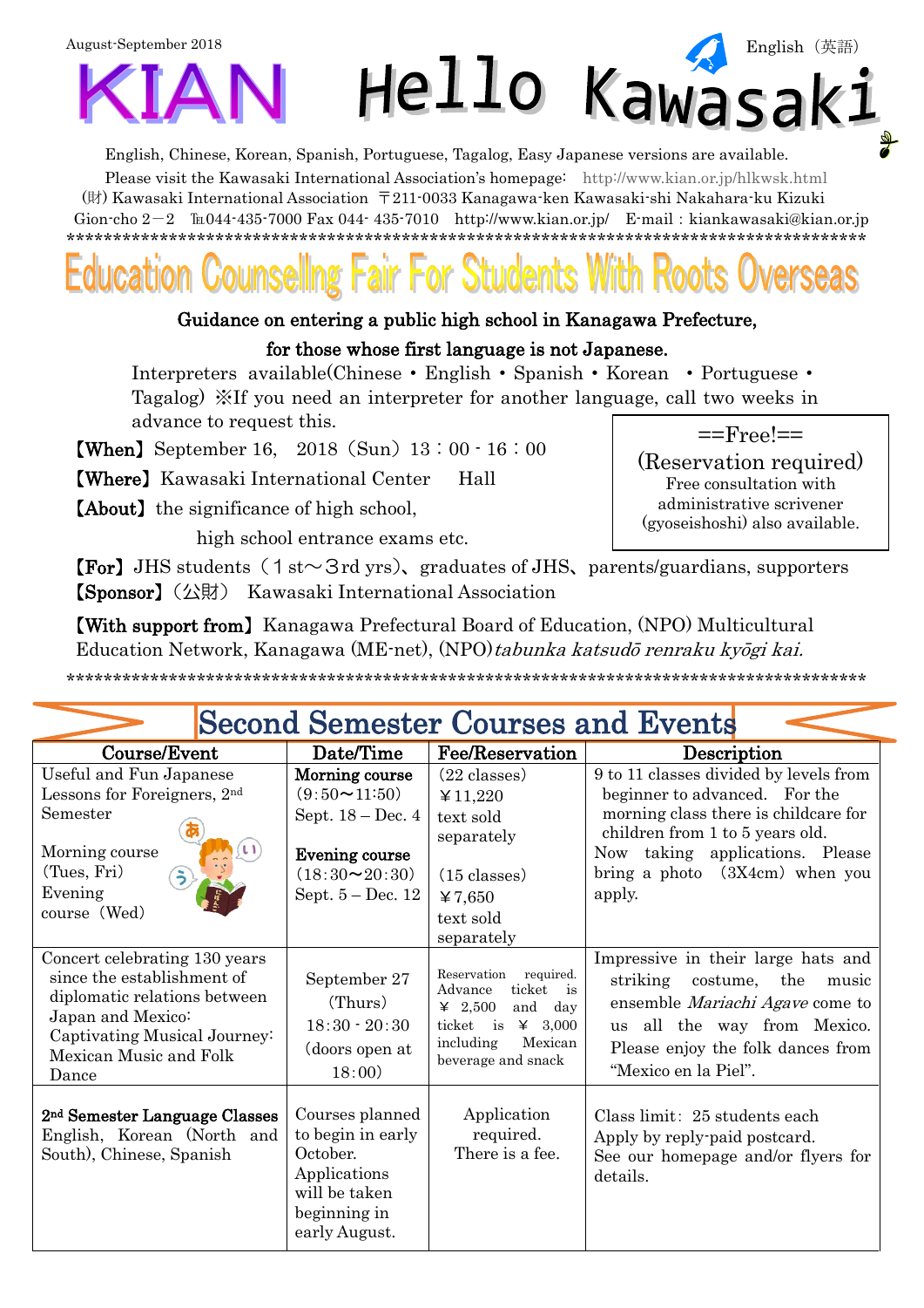August-September 2018

English（英語）

# KIAN Hello Kawasaki

English, Chinese, Korean, Spanish, Portuguese, Tagalog, Easy Japanese versions are available.

Please visit the Kawasaki International Association's homepage: http://www.kian.or.jp/hlkwsk.html

(財) Kawasaki International Association 〒211-0033 Kanagawa-ken Kawasaki-shi Nakahara-ku Kizuki Gion-cho 2－2 ℡044-435-7000 Fax 044- 435-7010 http://www.kian.or.jp/ E-mail：kiankawasaki@kian.or.jp

*****************************************************************************************

## Education Counselling Fair For Students With Roots Overseas

**Guidance on entering a public high school in Kanagawa Prefecture, for those whose first language is not Japanese.**

Interpreters available(Chinese・English・Spanish・Korean ・Portuguese・Tagalog) ※If you need an interpreter for another language, call two weeks in advance to request this.

**【When】**September 16, 2018（Sun）13：00 - 16：00

**【Where】**Kawasaki International Center Hall

**【About】**the significance of high school, high school entrance exams etc.

==Free!==
(Reservation required)
Free consultation with administrative scrivener (gyoseishoshi) also available.

**【For】**JHS students（１st～３rd yrs)、graduates of JHS、parents/guardians, supporters

**【Sponsor】**（公財） Kawasaki International Association

**【With support from】**Kanagawa Prefectural Board of Education, (NPO) Multicultural Education Network, Kanagawa (ME-net), (NPO)*tabunka katsudō renraku kyōgi kai.*

*****************************************************************************************

## Second Semester Courses and Events

| Course/Event | Date/Time | Fee/Reservation | Description |
|---|---|---|---|
| Useful and Fun Japanese Lessons for Foreigners, 2nd Semester<br><br>Morning course (Tues, Fri)<br>Evening course（Wed） | **Morning course**<br>(9:50～11:50)<br>Sept. 18 – Dec. 4<br><br>**Evening course**<br>(18:30～20:30)<br>Sept. 5 – Dec. 12 | (22 classes)<br>￥11,220<br>text sold separately<br><br>(15 classes)<br>￥7,650<br>text sold separately | 9 to 11 classes divided by levels from beginner to advanced. For the morning class there is childcare for children from 1 to 5 years old.<br>Now taking applications. Please bring a photo (3X4cm) when you apply. |
| Concert celebrating 130 years since the establishment of diplomatic relations between Japan and Mexico: Captivating Musical Journey: Mexican Music and Folk Dance | September 27 (Thurs)<br>18:30 - 20:30<br>(doors open at 18:00) | Reservation required. Advance ticket is ￥ 2,500 and day ticket is ￥ 3,000 including Mexican beverage and snack | Impressive in their large hats and striking costume, the music ensemble *Mariachi Agave* come to us all the way from Mexico. Please enjoy the folk dances from "Mexico en la Piel". |
| **2nd Semester Language Classes**<br>English, Korean (North and South), Chinese, Spanish | Courses planned to begin in early October.<br>Applications will be taken beginning in early August. | Application required.<br>There is a fee. | Class limit: 25 students each<br>Apply by reply-paid postcard.<br>See our homepage and/or flyers for details. |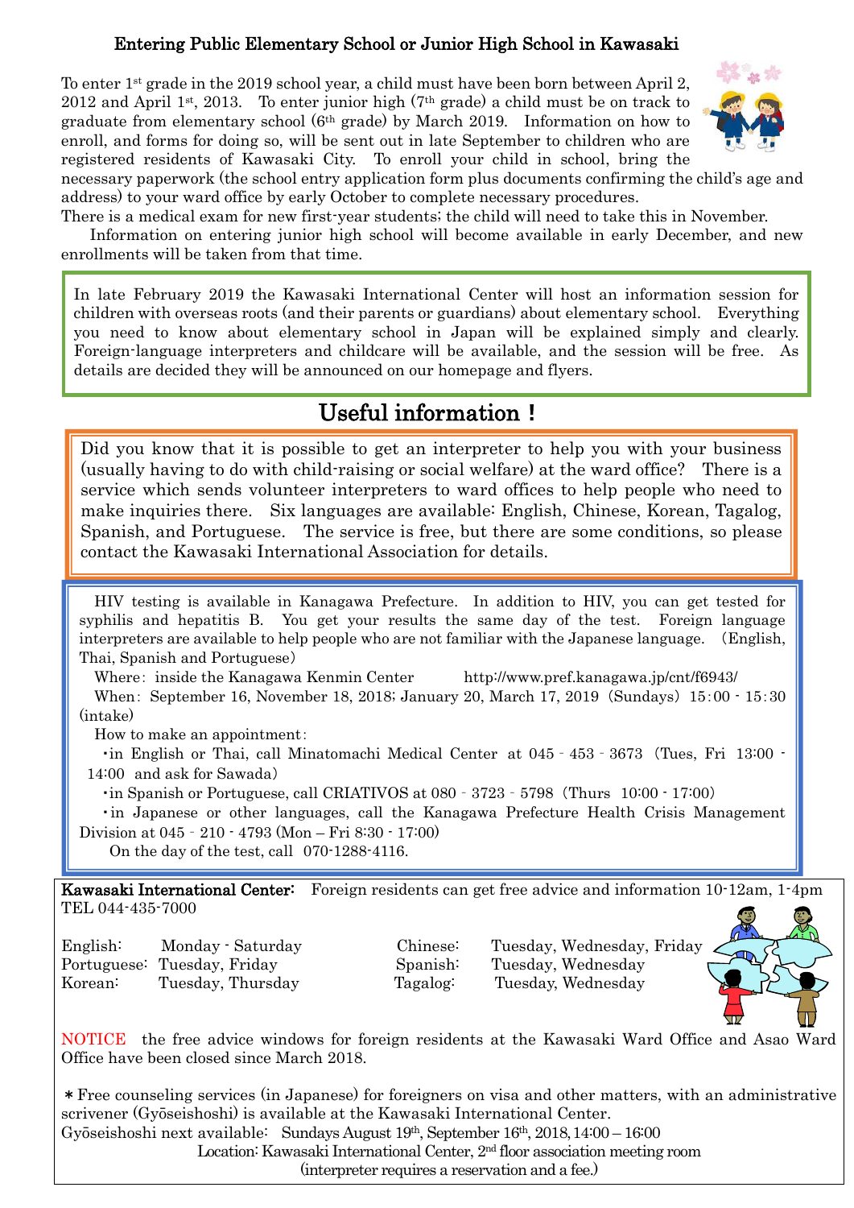## Entering Public Elementary School or Junior High School in Kawasaki

To enter 1st grade in the 2019 school year, a child must have been born between April 2, 2012 and April 1st, 2013. To enter junior high (7th grade) a child must be on track to graduate from elementary school (6th grade) by March 2019. Information on how to enroll, and forms for doing so, will be sent out in late September to children who are registered residents of Kawasaki City. To enroll your child in school, bring the necessary paperwork (the school entry application form plus documents confirming the child's age and address) to your ward office by early October to complete necessary procedures.

There is a medical exam for new first-year students; the child will need to take this in November.

Information on entering junior high school will become available in early December, and new enrollments will be taken from that time.

In late February 2019 the Kawasaki International Center will host an information session for children with overseas roots (and their parents or guardians) about elementary school. Everything you need to know about elementary school in Japan will be explained simply and clearly. Foreign-language interpreters and childcare will be available, and the session will be free. As details are decided they will be announced on our homepage and flyers.

## Useful information !

Did you know that it is possible to get an interpreter to help you with your business (usually having to do with child-raising or social welfare) at the ward office? There is a service which sends volunteer interpreters to ward offices to help people who need to make inquiries there. Six languages are available: English, Chinese, Korean, Tagalog, Spanish, and Portuguese. The service is free, but there are some conditions, so please contact the Kawasaki International Association for details.

HIV testing is available in Kanagawa Prefecture. In addition to HIV, you can get tested for syphilis and hepatitis B. You get your results the same day of the test. Foreign language interpreters are available to help people who are not familiar with the Japanese language. (English, Thai, Spanish and Portuguese)

Where: inside the Kanagawa Kenmin Center http://www.pref.kanagawa.jp/cnt/f6943/

When: September 16, November 18, 2018; January 20, March 17, 2019 (Sundays) 15:00 - 15:30 (intake)

How to make an appointment:

- in English or Thai, call Minatomachi Medical Center at 045 - 453 - 3673 (Tues, Fri 13:00 - 14:00 and ask for Sawada)
- in Spanish or Portuguese, call CRIATIVOS at 080 - 3723 - 5798 (Thurs 10:00 - 17:00)
- in Japanese or other languages, call the Kanagawa Prefecture Health Crisis Management Division at 045 - 210 - 4793 (Mon – Fri 8:30 - 17:00)

On the day of the test, call 070-1288-4116.

**Kawasaki International Center:** Foreign residents can get free advice and information 10-12am, 1-4pm TEL 044-435-7000

| | | | |
|---|---|---|---|
| English: | Monday - Saturday | Chinese: | Tuesday, Wednesday, Friday |
| Portuguese: | Tuesday, Friday | Spanish: | Tuesday, Wednesday |
| Korean: | Tuesday, Thursday | Tagalog: | Tuesday, Wednesday |

NOTICE the free advice windows for foreign residents at the Kawasaki Ward Office and Asao Ward Office have been closed since March 2018.

\* Free counseling services (in Japanese) for foreigners on visa and other matters, with an administrative scrivener (Gyōseishoshi) is available at the Kawasaki International Center.

Gyōseishoshi next available: Sundays August 19th, September 16th, 2018, 14:00 – 16:00

Location: Kawasaki International Center, 2nd floor association meeting room

(interpreter requires a reservation and a fee.)